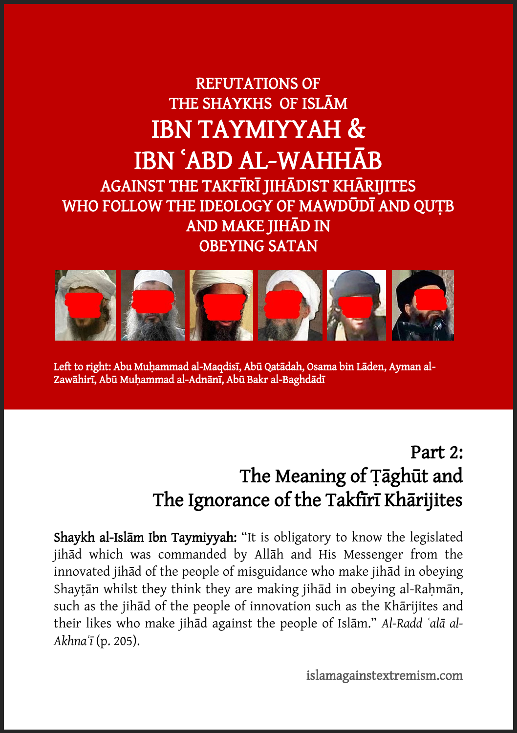# REFUTATIONS OF THE SHAYKHS OF ISLĀM IBN TAYMIYYAH & IBN ʿABD AL-WAHHĀB AGAINST THE TAKFĪRĪ JIHĀDIST KHĀRIJITES WHO FOLLOW THE IDEOLOGY OF MAWDŪDĪ AND QUṬB AND MAKE JIHĀD IN OBEYING SATAN

Left to right: Abu Muḥammad al-Maqdisī, Abū Qatādah, Osama bin Lāden, Ayman al-Zawāhirī, Abū Muḥammad al-Adnānī, Abū Bakr al-Baghdādī

## Part 2: The Meaning of Ṭāghūt and The Ignorance of the Takfīrī Khārijites

**Shaykh al-Islām Ibn Taymiyyah:** "It is obligatory to know the legislated jihād which was commanded by Allāh and His Messenger from the innovated jihād of the people of misguidance who make jihād in obeying Shayṭān whilst they think they are making jihād in obeying al-Raḥmān, such as the jihād of the people of innovation such as the Khārijites and their likes who make jihād against the people of Islām." *Al-Radd ʿalā al-Akhnaʿī* (p. 205).

islamagainstextremism.com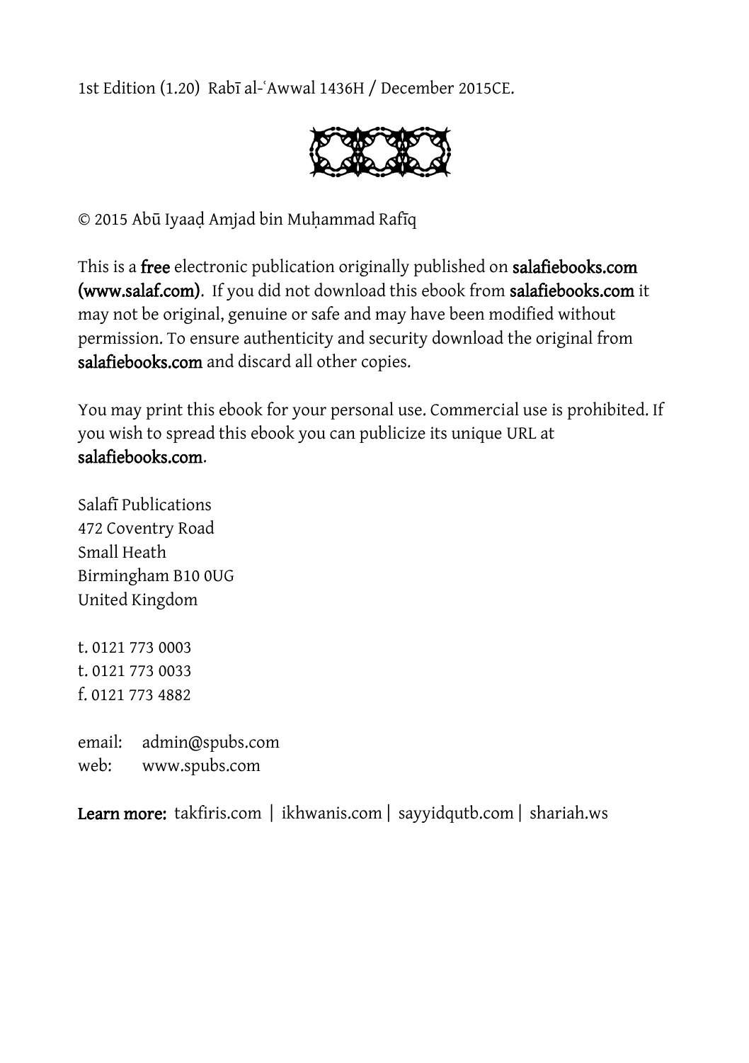1st Edition (1.20) Rabī al-ʿAwwal 1436H / December 2015CE.

© 2015 Abū Iyaaḍ Amjad bin Muḥammad Rafīq

This is a **free** electronic publication originally published on **salafiebooks.com (www.salaf.com)**. If you did not download this ebook from **salafiebooks.com** it may not be original, genuine or safe and may have been modified without permission. To ensure authenticity and security download the original from **salafiebooks.com** and discard all other copies.

You may print this ebook for your personal use. Commercial use is prohibited. If you wish to spread this ebook you can publicize its unique URL at **salafiebooks.com**.

Salafī Publications
472 Coventry Road
Small Heath
Birmingham B10 0UG
United Kingdom

t. 0121 773 0003
t. 0121 773 0033
f. 0121 773 4882

email: admin@spubs.com
web: www.spubs.com

**Learn more:** takfiris.com | ikhwanis.com | sayyidqutb.com | shariah.ws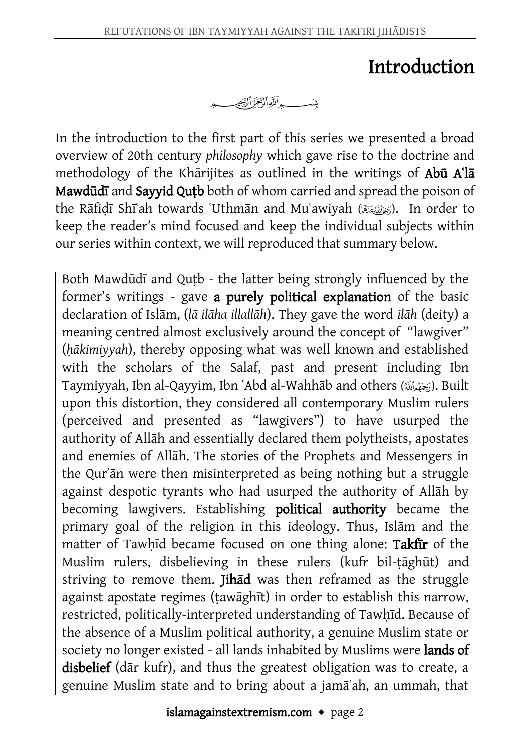# Introduction

بِسۡمِ ٱللَّهِ ٱلرَّحۡمَٰنِ ٱلرَّحِيمِ

In the introduction to the first part of this series we presented a broad overview of 20th century *philosophy* which gave rise to the doctrine and methodology of the Khārijites as outlined in the writings of **Abū Aʿlā Mawdūdī** and **Sayyid Quṭb** both of whom carried and spread the poison of the Rāfiḍī Shīʿah towards ʿUthmān and Muʿawiyah (رَضِيَ ٱللَّهُ عَنْهُمَا). In order to keep the reader's mind focused and keep the individual subjects within our series within context, we will reproduced that summary below.

> Both Mawdūdī and Quṭb - the latter being strongly influenced by the former's writings - gave **a purely political explanation** of the basic declaration of Islām, (*lā ilāha illallāh*). They gave the word *ilāh* (deity) a meaning centred almost exclusively around the concept of "lawgiver" (*ḥākimiyyah*), thereby opposing what was well known and established with the scholars of the Salaf, past and present including Ibn Taymiyyah, Ibn al-Qayyim, Ibn ʿAbd al-Wahhāb and others (رَحِمَهُمُ ٱللَّهُ). Built upon this distortion, they considered all contemporary Muslim rulers (perceived and presented as "lawgivers") to have usurped the authority of Allāh and essentially declared them polytheists, apostates and enemies of Allāh. The stories of the Prophets and Messengers in the Qurʾān were then misinterpreted as being nothing but a struggle against despotic tyrants who had usurped the authority of Allāh by becoming lawgivers. Establishing **political authority** became the primary goal of the religion in this ideology. Thus, Islām and the matter of Tawḥīd became focused on one thing alone: **Takfīr** of the Muslim rulers, disbelieving in these rulers (kufr bil-ṭāghūt) and striving to remove them. **Jihād** was then reframed as the struggle against apostate regimes (ṭawāghīt) in order to establish this narrow, restricted, politically-interpreted understanding of Tawḥīd. Because of the absence of a Muslim political authority, a genuine Muslim state or society no longer existed - all lands inhabited by Muslims were **lands of disbelief** (dār kufr), and thus the greatest obligation was to create, a genuine Muslim state and to bring about a jamāʿah, an ummah, that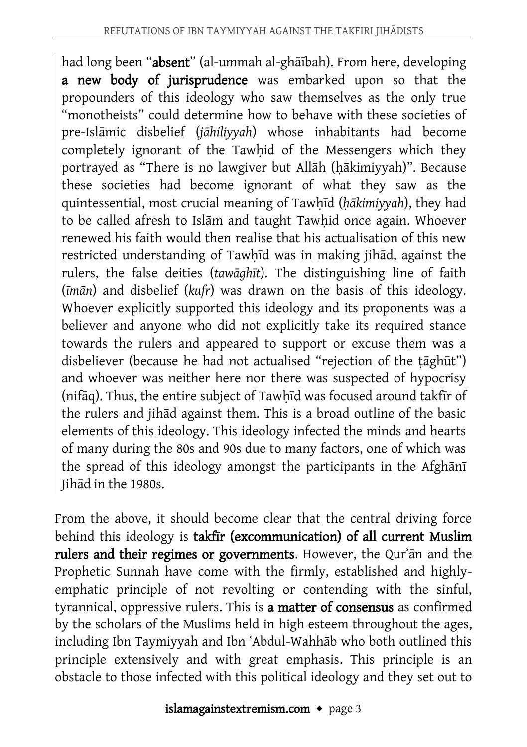> had long been "**absent**" (al-ummah al-ghāībah). From here, developing **a new body of jurisprudence** was embarked upon so that the propounders of this ideology who saw themselves as the only true "monotheists" could determine how to behave with these societies of pre-Islāmic disbelief (*jāhiliyyah*) whose inhabitants had become completely ignorant of the Tawḥid of the Messengers which they portrayed as "There is no lawgiver but Allāh (ḥākimiyyah)". Because these societies had become ignorant of what they saw as the quintessential, most crucial meaning of Tawḥīd (*ḥākimiyyah*), they had to be called afresh to Islām and taught Tawḥid once again. Whoever renewed his faith would then realise that his actualisation of this new restricted understanding of Tawḥīd was in making jihād, against the rulers, the false deities (*tawāghīt*). The distinguishing line of faith (*īmān*) and disbelief (*kufr*) was drawn on the basis of this ideology. Whoever explicitly supported this ideology and its proponents was a believer and anyone who did not explicitly take its required stance towards the rulers and appeared to support or excuse them was a disbeliever (because he had not actualised "rejection of the ṭāghūt") and whoever was neither here nor there was suspected of hypocrisy (nifāq). Thus, the entire subject of Tawḥīd was focused around takfīr of the rulers and jihād against them. This is a broad outline of the basic elements of this ideology. This ideology infected the minds and hearts of many during the 80s and 90s due to many factors, one of which was the spread of this ideology amongst the participants in the Afghānī Jihād in the 1980s.

From the above, it should become clear that the central driving force behind this ideology is **takfīr (excommunication) of all current Muslim rulers and their regimes or governments**. However, the Qurʾān and the Prophetic Sunnah have come with the firmly, established and highly-emphatic principle of not revolting or contending with the sinful, tyrannical, oppressive rulers. This is **a matter of consensus** as confirmed by the scholars of the Muslims held in high esteem throughout the ages, including Ibn Taymiyyah and Ibn ʿAbdul-Wahhāb who both outlined this principle extensively and with great emphasis. This principle is an obstacle to those infected with this political ideology and they set out to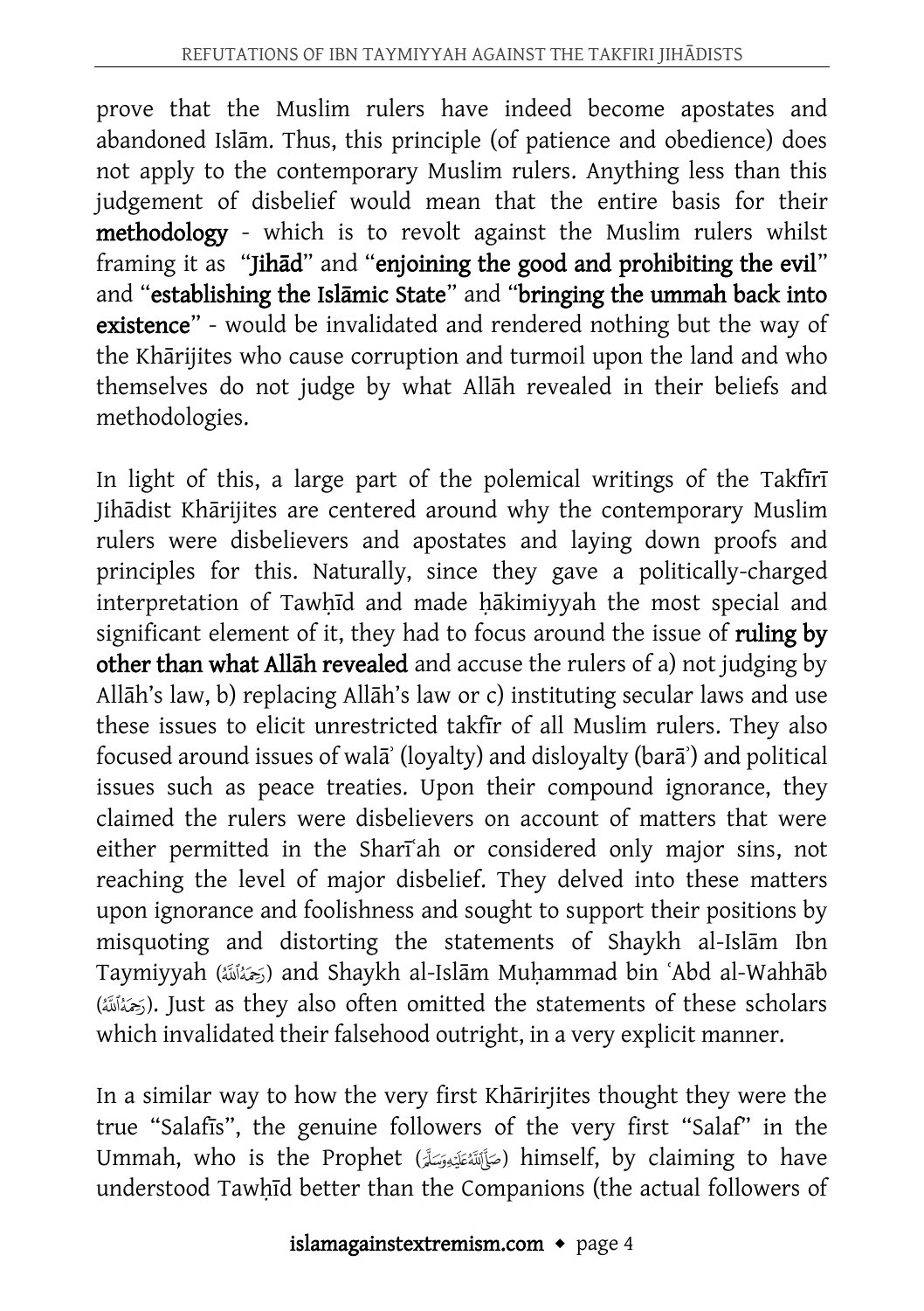prove that the Muslim rulers have indeed become apostates and abandoned Islām. Thus, this principle (of patience and obedience) does not apply to the contemporary Muslim rulers. Anything less than this judgement of disbelief would mean that the entire basis for their **methodology** - which is to revolt against the Muslim rulers whilst framing it as "**Jihād**" and "**enjoining the good and prohibiting the evil**" and "**establishing the Islāmic State**" and "**bringing the ummah back into existence**" - would be invalidated and rendered nothing but the way of the Khārijites who cause corruption and turmoil upon the land and who themselves do not judge by what Allāh revealed in their beliefs and methodologies.

In light of this, a large part of the polemical writings of the Takfīrī Jihādist Khārijites are centered around why the contemporary Muslim rulers were disbelievers and apostates and laying down proofs and principles for this. Naturally, since they gave a politically-charged interpretation of Tawḥīd and made ḥākimiyyah the most special and significant element of it, they had to focus around the issue of **ruling by other than what Allāh revealed** and accuse the rulers of a) not judging by Allāh's law, b) replacing Allāh's law or c) instituting secular laws and use these issues to elicit unrestricted takfīr of all Muslim rulers. They also focused around issues of walāʾ (loyalty) and disloyalty (barāʾ) and political issues such as peace treaties. Upon their compound ignorance, they claimed the rulers were disbelievers on account of matters that were either permitted in the Sharīʿah or considered only major sins, not reaching the level of major disbelief. They delved into these matters upon ignorance and foolishness and sought to support their positions by misquoting and distorting the statements of Shaykh al-Islām Ibn Taymiyyah (رَحِمَهُ ٱللَّهُ) and Shaykh al-Islām Muḥammad bin ʿAbd al-Wahhāb (رَحِمَهُ ٱللَّهُ). Just as they also often omitted the statements of these scholars which invalidated their falsehood outright, in a very explicit manner.

In a similar way to how the very first Khārirjites thought they were the true "Salafīs", the genuine followers of the very first "Salaf" in the Ummah, who is the Prophet (صَلَّى ٱللَّهُ عَلَيْهِ وَسَلَّمَ) himself, by claiming to have understood Tawḥīd better than the Companions (the actual followers of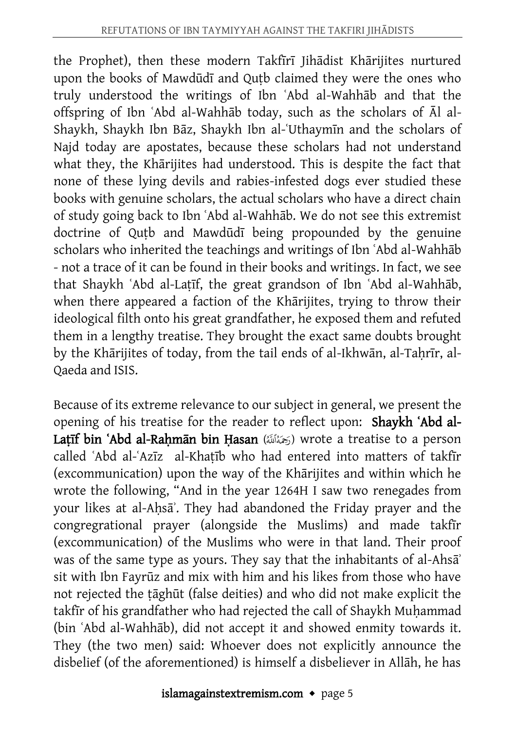the Prophet), then these modern Takfīrī Jihādist Khārijites nurtured upon the books of Mawdūdī and Quṭb claimed they were the ones who truly understood the writings of Ibn ʿAbd al-Wahhāb and that the offspring of Ibn ʿAbd al-Wahhāb today, such as the scholars of Āl al-Shaykh, Shaykh Ibn Bāz, Shaykh Ibn al-ʿUthaymīn and the scholars of Najd today are apostates, because these scholars had not understand what they, the Khārijites had understood. This is despite the fact that none of these lying devils and rabies-infested dogs ever studied these books with genuine scholars, the actual scholars who have a direct chain of study going back to Ibn ʿAbd al-Wahhāb. We do not see this extremist doctrine of Quṭb and Mawdūdī being propounded by the genuine scholars who inherited the teachings and writings of Ibn ʿAbd al-Wahhāb - not a trace of it can be found in their books and writings. In fact, we see that Shaykh ʿAbd al-Laṭīf, the great grandson of Ibn ʿAbd al-Wahhāb, when there appeared a faction of the Khārijites, trying to throw their ideological filth onto his great grandfather, he exposed them and refuted them in a lengthy treatise. They brought the exact same doubts brought by the Khārijites of today, from the tail ends of al-Ikhwān, al-Taḥrīr, al-Qaeda and ISIS.

Because of its extreme relevance to our subject in general, we present the opening of his treatise for the reader to reflect upon: **Shaykh ʿAbd al-Laṭīf bin ʿAbd al-Raḥmān bin Ḥasan** (رحمه الله) wrote a treatise to a person called ʿAbd al-ʿAzīz al-Khaṭīb who had entered into matters of takfīr (excommunication) upon the way of the Khārijites and within which he wrote the following, "And in the year 1264H I saw two renegades from your likes at al-Aḥsāʾ. They had abandoned the Friday prayer and the congregrational prayer (alongside the Muslims) and made takfīr (excommunication) of the Muslims who were in that land. Their proof was of the same type as yours. They say that the inhabitants of al-Ahsāʾ sit with Ibn Fayrūz and mix with him and his likes from those who have not rejected the ṭāghūt (false deities) and who did not make explicit the takfīr of his grandfather who had rejected the call of Shaykh Muḥammad (bin ʿAbd al-Wahhāb), did not accept it and showed enmity towards it. They (the two men) said: Whoever does not explicitly announce the disbelief (of the aforementioned) is himself a disbeliever in Allāh, he has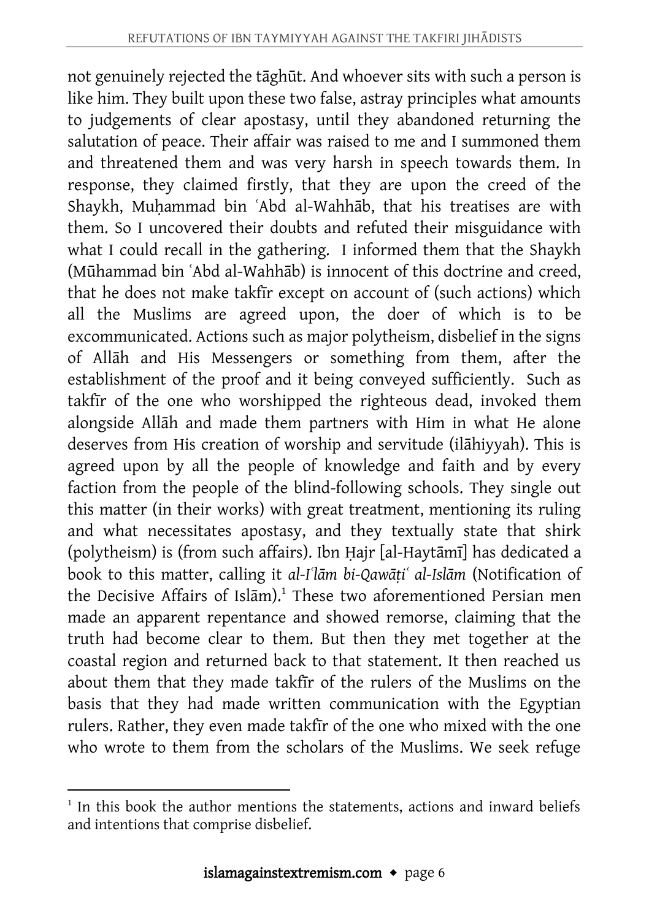not genuinely rejected the tāghūt. And whoever sits with such a person is like him. They built upon these two false, astray principles what amounts to judgements of clear apostasy, until they abandoned returning the salutation of peace. Their affair was raised to me and I summoned them and threatened them and was very harsh in speech towards them. In response, they claimed firstly, that they are upon the creed of the Shaykh, Muḥammad bin ʿAbd al-Wahhāb, that his treatises are with them. So I uncovered their doubts and refuted their misguidance with what I could recall in the gathering. I informed them that the Shaykh (Mūhammad bin ʿAbd al-Wahhāb) is innocent of this doctrine and creed, that he does not make takfīr except on account of (such actions) which all the Muslims are agreed upon, the doer of which is to be excommunicated. Actions such as major polytheism, disbelief in the signs of Allāh and His Messengers or something from them, after the establishment of the proof and it being conveyed sufficiently. Such as takfīr of the one who worshipped the righteous dead, invoked them alongside Allāh and made them partners with Him in what He alone deserves from His creation of worship and servitude (ilāhiyyah). This is agreed upon by all the people of knowledge and faith and by every faction from the people of the blind-following schools. They single out this matter (in their works) with great treatment, mentioning its ruling and what necessitates apostasy, and they textually state that shirk (polytheism) is (from such affairs). Ibn Ḥajr [al-Haytāmī] has dedicated a book to this matter, calling it *al-Iʿlām bi-Qawāṭiʿ al-Islām* (Notification of the Decisive Affairs of Islām).[1] These two aforementioned Persian men made an apparent repentance and showed remorse, claiming that the truth had become clear to them. But then they met together at the coastal region and returned back to that statement. It then reached us about them that they made takfīr of the rulers of the Muslims on the basis that they had made written communication with the Egyptian rulers. Rather, they even made takfīr of the one who mixed with the one who wrote to them from the scholars of the Muslims. We seek refuge

[1] In this book the author mentions the statements, actions and inward beliefs and intentions that comprise disbelief.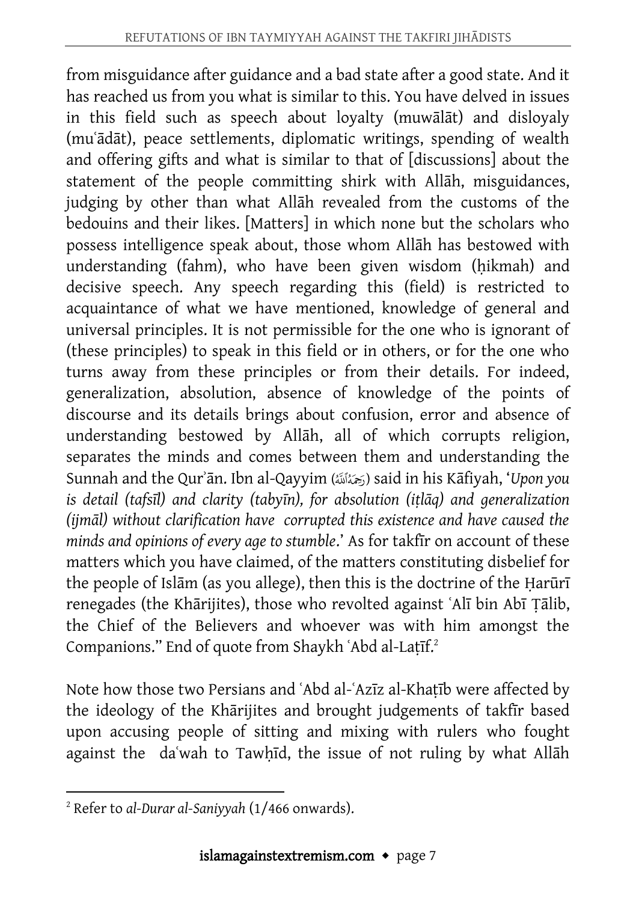from misguidance after guidance and a bad state after a good state. And it has reached us from you what is similar to this. You have delved in issues in this field such as speech about loyalty (muwālāt) and disloyaly (muʿādāt), peace settlements, diplomatic writings, spending of wealth and offering gifts and what is similar to that of [discussions] about the statement of the people committing shirk with Allāh, misguidances, judging by other than what Allāh revealed from the customs of the bedouins and their likes. [Matters] in which none but the scholars who possess intelligence speak about, those whom Allāh has bestowed with understanding (fahm), who have been given wisdom (ḥikmah) and decisive speech. Any speech regarding this (field) is restricted to acquaintance of what we have mentioned, knowledge of general and universal principles. It is not permissible for the one who is ignorant of (these principles) to speak in this field or in others, or for the one who turns away from these principles or from their details. For indeed, generalization, absolution, absence of knowledge of the points of discourse and its details brings about confusion, error and absence of understanding bestowed by Allāh, all of which corrupts religion, separates the minds and comes between them and understanding the Sunnah and the Qurʾān. Ibn al-Qayyim (رحمه الله) said in his Kāfiyah, '*Upon you is detail (tafsīl) and clarity (tabyīn), for absolution (iṭlāq) and generalization (ijmāl) without clarification have corrupted this existence and have caused the minds and opinions of every age to stumble*.' As for takfīr on account of these matters which you have claimed, of the matters constituting disbelief for the people of Islām (as you allege), then this is the doctrine of the Ḥarūrī renegades (the Khārijites), those who revolted against ʿAlī bin Abī Ṭālib, the Chief of the Believers and whoever was with him amongst the Companions." End of quote from Shaykh ʿAbd al-Laṭīf.[2]

Note how those two Persians and ʿAbd al-ʿAzīz al-Khaṭīb were affected by the ideology of the Khārijites and brought judgements of takfīr based upon accusing people of sitting and mixing with rulers who fought against the daʿwah to Tawḥīd, the issue of not ruling by what Allāh

---

[2] Refer to *al-Durar al-Saniyyah* (1/466 onwards).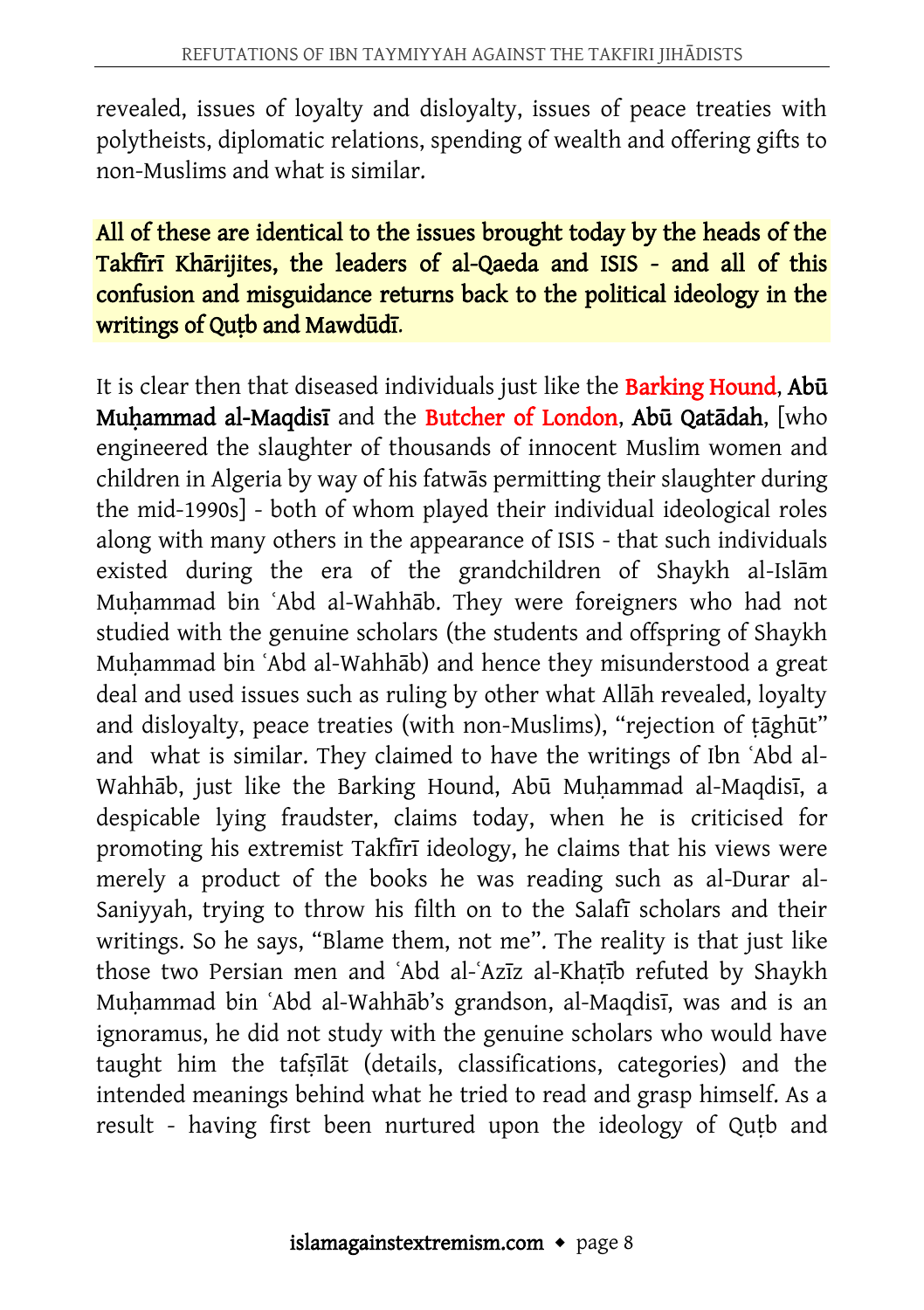revealed, issues of loyalty and disloyalty, issues of peace treaties with polytheists, diplomatic relations, spending of wealth and offering gifts to non-Muslims and what is similar.

**All of these are identical to the issues brought today by the heads of the Takfīrī Khārijites, the leaders of al-Qaeda and ISIS - and all of this confusion and misguidance returns back to the political ideology in the writings of Quṭb and Mawdūdī.**

It is clear then that diseased individuals just like the **Barking Hound**, **Abū Muḥammad al-Maqdisī** and the **Butcher of London**, **Abū Qatādah**, [who engineered the slaughter of thousands of innocent Muslim women and children in Algeria by way of his fatwās permitting their slaughter during the mid-1990s] - both of whom played their individual ideological roles along with many others in the appearance of ISIS - that such individuals existed during the era of the grandchildren of Shaykh al-Islām Muḥammad bin ʿAbd al-Wahhāb. They were foreigners who had not studied with the genuine scholars (the students and offspring of Shaykh Muḥammad bin ʿAbd al-Wahhāb) and hence they misunderstood a great deal and used issues such as ruling by other what Allāh revealed, loyalty and disloyalty, peace treaties (with non-Muslims), "rejection of ṭāghūt" and what is similar. They claimed to have the writings of Ibn ʿAbd al-Wahhāb, just like the Barking Hound, Abū Muḥammad al-Maqdisī, a despicable lying fraudster, claims today, when he is criticised for promoting his extremist Takfīrī ideology, he claims that his views were merely a product of the books he was reading such as al-Durar al-Saniyyah, trying to throw his filth on to the Salafī scholars and their writings. So he says, "Blame them, not me". The reality is that just like those two Persian men and ʿAbd al-ʿAzīz al-Khaṭīb refuted by Shaykh Muḥammad bin ʿAbd al-Wahhāb's grandson, al-Maqdisī, was and is an ignoramus, he did not study with the genuine scholars who would have taught him the tafṣīlāt (details, classifications, categories) and the intended meanings behind what he tried to read and grasp himself. As a result - having first been nurtured upon the ideology of Quṭb and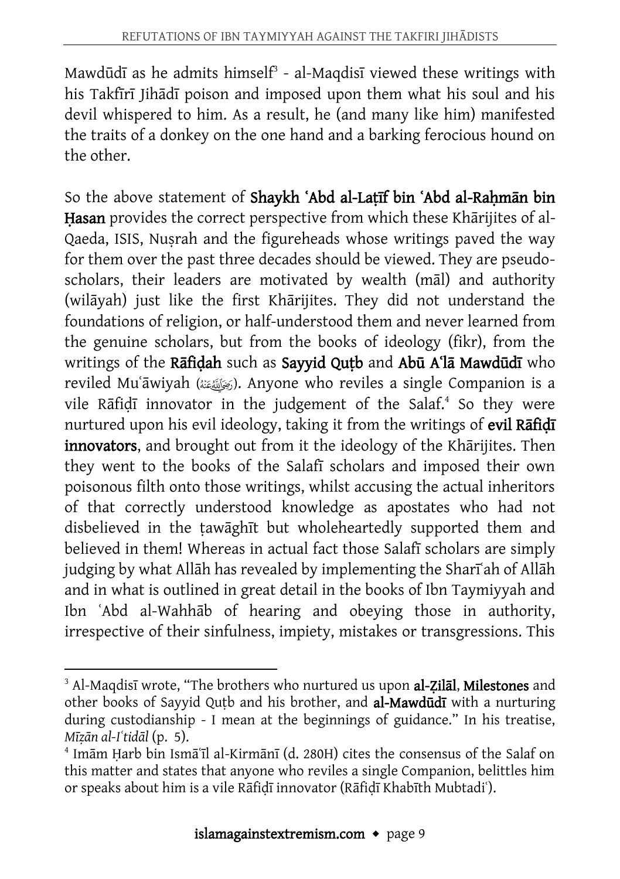Mawdūdī as he admits himself[3] - al-Maqdisī viewed these writings with his Takfīrī Jihādī poison and imposed upon them what his soul and his devil whispered to him. As a result, he (and many like him) manifested the traits of a donkey on the one hand and a barking ferocious hound on the other.

So the above statement of **Shaykh ʿAbd al-Laṭīf bin ʿAbd al-Raḥmān bin Ḥasan** provides the correct perspective from which these Khārijites of al-Qaeda, ISIS, Nuṣrah and the figureheads whose writings paved the way for them over the past three decades should be viewed. They are pseudo-scholars, their leaders are motivated by wealth (māl) and authority (wilāyah) just like the first Khārijites. They did not understand the foundations of religion, or half-understood them and never learned from the genuine scholars, but from the books of ideology (fikr), from the writings of the **Rāfiḍah** such as **Sayyid Quṭb** and **Abū Aʿlā Mawdūdī** who reviled Muʿāwiyah (رَضِيَ اللَّهُ عَنْهُ). Anyone who reviles a single Companion is a vile Rāfiḍī innovator in the judgement of the Salaf.[4] So they were nurtured upon his evil ideology, taking it from the writings of **evil Rāfiḍī innovators**, and brought out from it the ideology of the Khārijites. Then they went to the books of the Salafī scholars and imposed their own poisonous filth onto those writings, whilst accusing the actual inheritors of that correctly understood knowledge as apostates who had not disbelieved in the ṭawāghīt but wholeheartedly supported them and believed in them! Whereas in actual fact those Salafī scholars are simply judging by what Allāh has revealed by implementing the Sharīʿah of Allāh and in what is outlined in great detail in the books of Ibn Taymiyyah and Ibn ʿAbd al-Wahhāb of hearing and obeying those in authority, irrespective of their sinfulness, impiety, mistakes or transgressions. This

---

[3] Al-Maqdisī wrote, "The brothers who nurtured us upon **al-Ẓilāl**, **Milestones** and other books of Sayyid Quṭb and his brother, and **al-Mawdūdī** with a nurturing during custodianship - I mean at the beginnings of guidance." In his treatise, *Mīzān al-Iʿtidāl* (p. 5).

[4] Imām Ḥarb bin Ismāʿīl al-Kirmānī (d. 280H) cites the consensus of the Salaf on this matter and states that anyone who reviles a single Companion, belittles him or speaks about him is a vile Rāfiḍī innovator (Rāfiḍī Khabīth Mubtadiʿ).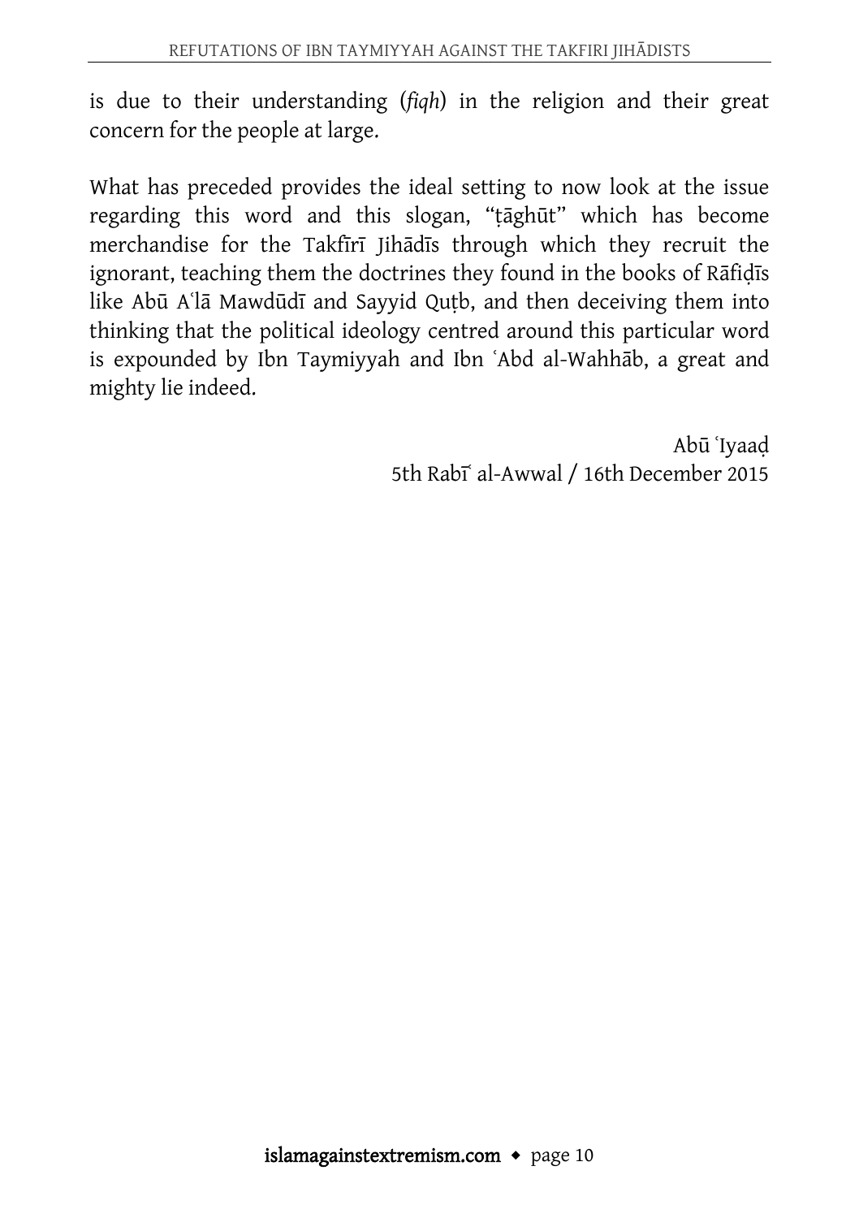is due to their understanding (*fiqh*) in the religion and their great concern for the people at large.

What has preceded provides the ideal setting to now look at the issue regarding this word and this slogan, "ṭāghūt" which has become merchandise for the Takfīrī Jihādīs through which they recruit the ignorant, teaching them the doctrines they found in the books of Rāfiḍīs like Abū Aʿlā Mawdūdī and Sayyid Quṭb, and then deceiving them into thinking that the political ideology centred around this particular word is expounded by Ibn Taymiyyah and Ibn ʿAbd al-Wahhāb, a great and mighty lie indeed.

Abū ʿIyaaḍ
5th Rabīʿ al-Awwal / 16th December 2015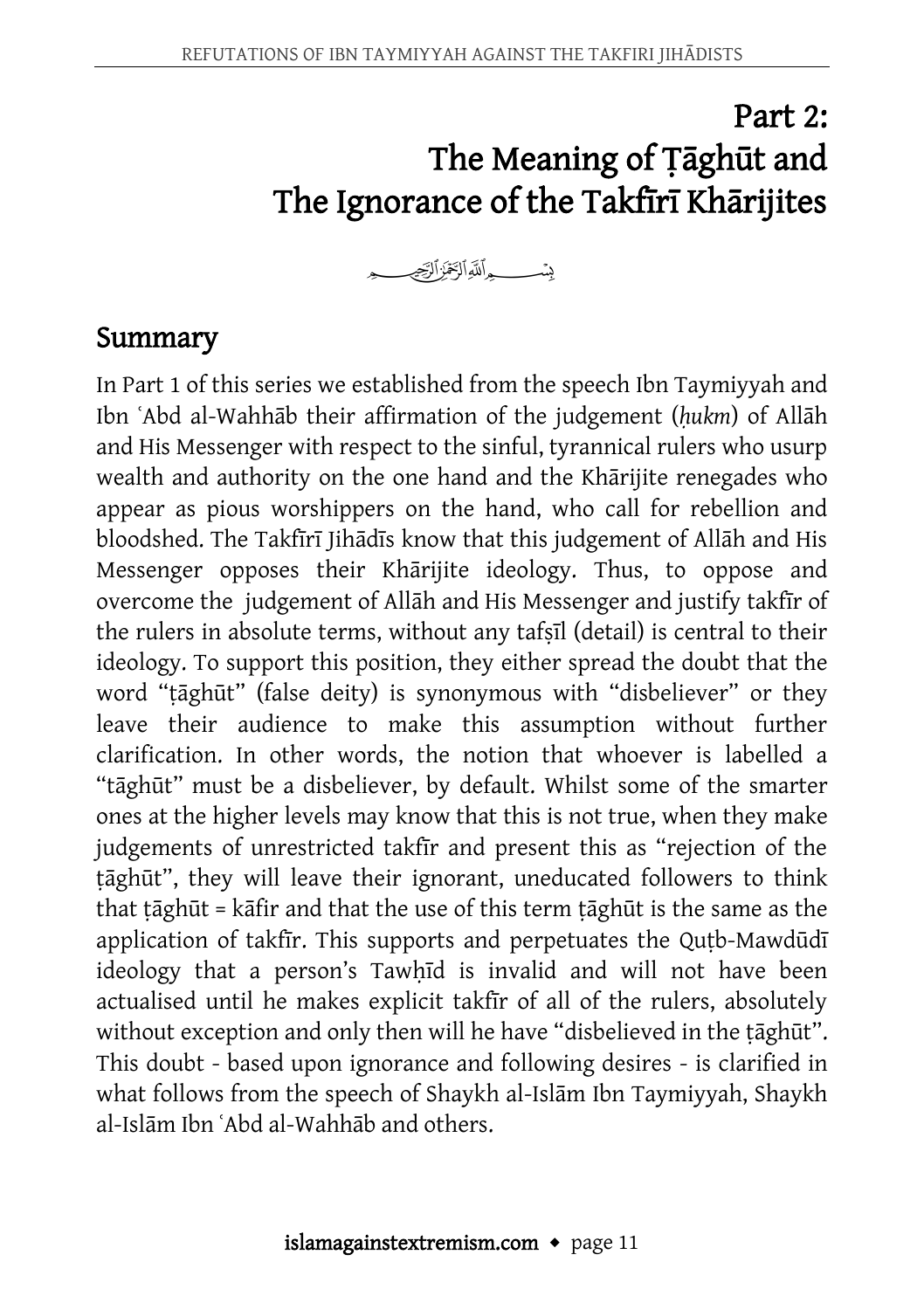# Part 2: The Meaning of Ṭāghūt and The Ignorance of the Takfīrī Khārijites

بِسْمِ اللَّهِ الرَّحْمَٰنِ الرَّحِيمِ

## Summary

In Part 1 of this series we established from the speech Ibn Taymiyyah and Ibn ʿAbd al-Wahhāb their affirmation of the judgement (*ḥukm*) of Allāh and His Messenger with respect to the sinful, tyrannical rulers who usurp wealth and authority on the one hand and the Khārijite renegades who appear as pious worshippers on the hand, who call for rebellion and bloodshed. The Takfīrī Jihādīs know that this judgement of Allāh and His Messenger opposes their Khārijite ideology. Thus, to oppose and overcome the judgement of Allāh and His Messenger and justify takfīr of the rulers in absolute terms, without any tafṣīl (detail) is central to their ideology. To support this position, they either spread the doubt that the word "ṭāghūt" (false deity) is synonymous with "disbeliever" or they leave their audience to make this assumption without further clarification. In other words, the notion that whoever is labelled a "tāghūt" must be a disbeliever, by default. Whilst some of the smarter ones at the higher levels may know that this is not true, when they make judgements of unrestricted takfīr and present this as "rejection of the ṭāghūt", they will leave their ignorant, uneducated followers to think that ṭāghūt = kāfir and that the use of this term ṭāghūt is the same as the application of takfīr. This supports and perpetuates the Quṭb-Mawdūdī ideology that a person's Tawḥīd is invalid and will not have been actualised until he makes explicit takfīr of all of the rulers, absolutely without exception and only then will he have "disbelieved in the ṭāghūt". This doubt - based upon ignorance and following desires - is clarified in what follows from the speech of Shaykh al-Islām Ibn Taymiyyah, Shaykh al-Islām Ibn ʿAbd al-Wahhāb and others.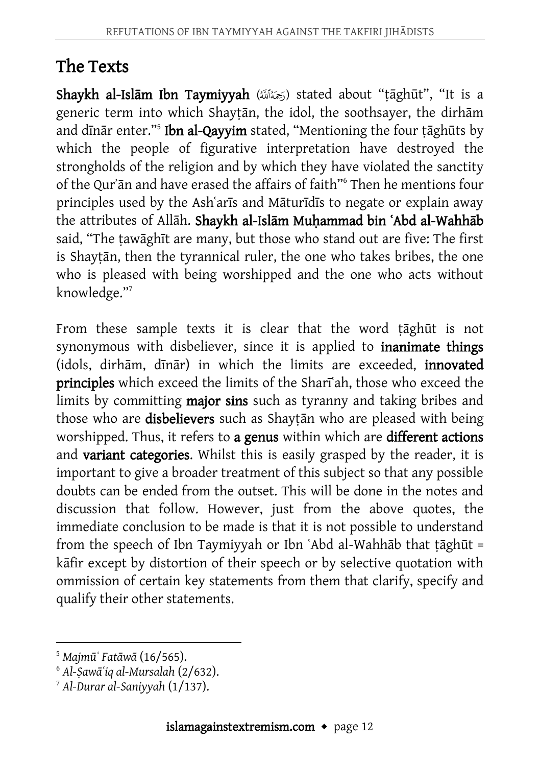## The Texts

**Shaykh al-Islām Ibn Taymiyyah** (رحمه الله) stated about "ṭāghūt", "It is a generic term into which Shayṭān, the idol, the soothsayer, the dirhām and dīnār enter."[5] **Ibn al-Qayyim** stated, "Mentioning the four ṭāghūts by which the people of figurative interpretation have destroyed the strongholds of the religion and by which they have violated the sanctity of the Qurʾān and have erased the affairs of faith"[6] Then he mentions four principles used by the Ashʿarīs and Māturīdīs to negate or explain away the attributes of Allāh. **Shaykh al-Islām Muḥammad bin ʿAbd al-Wahhāb** said, "The ṭawāghīt are many, but those who stand out are five: The first is Shayṭān, then the tyrannical ruler, the one who takes bribes, the one who is pleased with being worshipped and the one who acts without knowledge."[7]

From these sample texts it is clear that the word ṭāghūt is not synonymous with disbeliever, since it is applied to **inanimate things** (idols, dirhām, dīnār) in which the limits are exceeded, **innovated principles** which exceed the limits of the Sharīʿah, those who exceed the limits by committing **major sins** such as tyranny and taking bribes and those who are **disbelievers** such as Shayṭān who are pleased with being worshipped. Thus, it refers to **a genus** within which are **different actions** and **variant categories**. Whilst this is easily grasped by the reader, it is important to give a broader treatment of this subject so that any possible doubts can be ended from the outset. This will be done in the notes and discussion that follow. However, just from the above quotes, the immediate conclusion to be made is that it is not possible to understand from the speech of Ibn Taymiyyah or Ibn ʿAbd al-Wahhāb that ṭāghūt = kāfir except by distortion of their speech or by selective quotation with ommission of certain key statements from them that clarify, specify and qualify their other statements.

---

[5] *Majmūʿ Fatāwā* (16/565).

[6] *Al-Ṣawāʿiq al-Mursalah* (2/632).

[7] *Al-Durar al-Saniyyah* (1/137).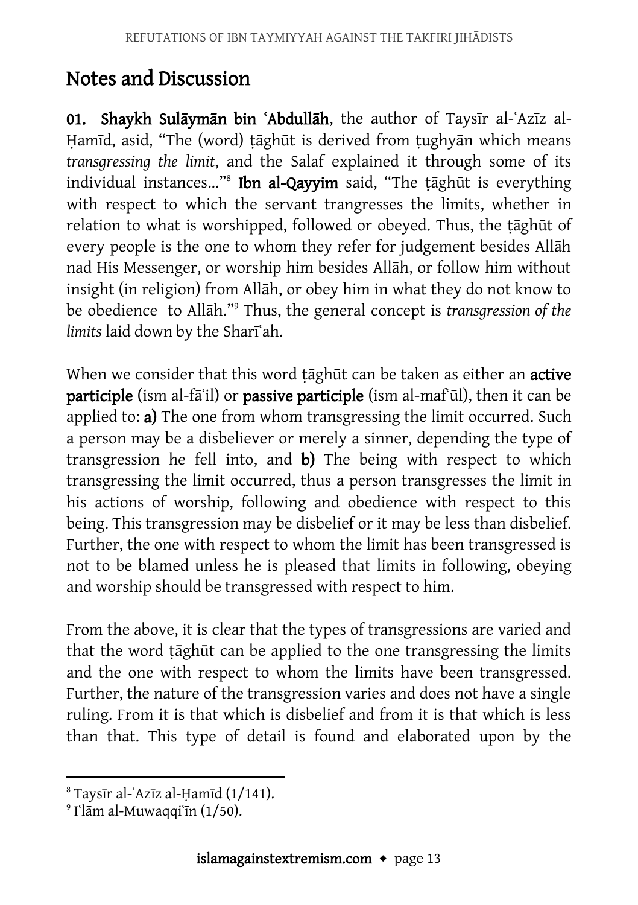## Notes and Discussion

**01. Shaykh Sulāymān bin ʿAbdullāh**, the author of Taysīr al-ʿAzīz al-Ḥamīd, asid, "The (word) ṭāghūt is derived from ṭughyān which means *transgressing the limit*, and the Salaf explained it through some of its individual instances..."[8] **Ibn al-Qayyim** said, "The ṭāghūt is everything with respect to which the servant trangresses the limits, whether in relation to what is worshipped, followed or obeyed. Thus, the ṭāghūt of every people is the one to whom they refer for judgement besides Allāh nad His Messenger, or worship him besides Allāh, or follow him without insight (in religion) from Allāh, or obey him in what they do not know to be obedience to Allāh."[9] Thus, the general concept is *transgression of the limits* laid down by the Sharīʿah.

When we consider that this word ṭāghūt can be taken as either an **active participle** (ism al-fāʾil) or **passive participle** (ism al-mafʿūl), then it can be applied to: **a)** The one from whom transgressing the limit occurred. Such a person may be a disbeliever or merely a sinner, depending the type of transgression he fell into, and **b)** The being with respect to which transgressing the limit occurred, thus a person transgresses the limit in his actions of worship, following and obedience with respect to this being. This transgression may be disbelief or it may be less than disbelief. Further, the one with respect to whom the limit has been transgressed is not to be blamed unless he is pleased that limits in following, obeying and worship should be transgressed with respect to him.

From the above, it is clear that the types of transgressions are varied and that the word ṭāghūt can be applied to the one transgressing the limits and the one with respect to whom the limits have been transgressed. Further, the nature of the transgression varies and does not have a single ruling. From it is that which is disbelief and from it is that which is less than that. This type of detail is found and elaborated upon by the

---

[8] Taysīr al-ʿAzīz al-Ḥamīd (1/141).

[9] Iʿlām al-Muwaqqiʿīn (1/50).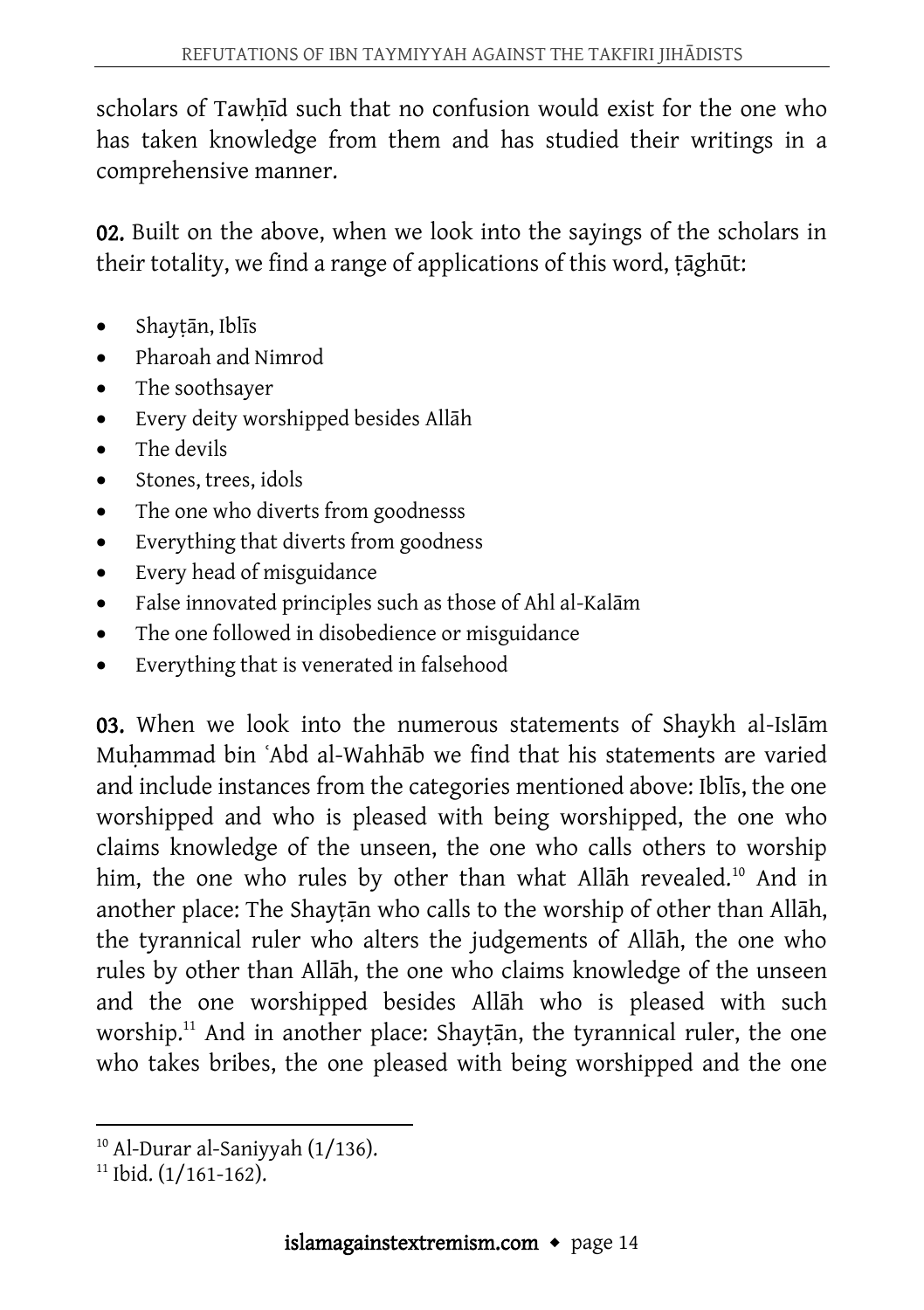scholars of Tawḥīd such that no confusion would exist for the one who has taken knowledge from them and has studied their writings in a comprehensive manner.

**02.** Built on the above, when we look into the sayings of the scholars in their totality, we find a range of applications of this word, ṭāghūt:

- Shayṭān, Iblīs
- Pharoah and Nimrod
- The soothsayer
- Every deity worshipped besides Allāh
- The devils
- Stones, trees, idols
- The one who diverts from goodnesss
- Everything that diverts from goodness
- Every head of misguidance
- False innovated principles such as those of Ahl al-Kalām
- The one followed in disobedience or misguidance
- Everything that is venerated in falsehood

**03.** When we look into the numerous statements of Shaykh al-Islām Muḥammad bin ʿAbd al-Wahhāb we find that his statements are varied and include instances from the categories mentioned above: Iblīs, the one worshipped and who is pleased with being worshipped, the one who claims knowledge of the unseen, the one who calls others to worship him, the one who rules by other than what Allāh revealed.[10] And in another place: The Shayṭān who calls to the worship of other than Allāh, the tyrannical ruler who alters the judgements of Allāh, the one who rules by other than Allāh, the one who claims knowledge of the unseen and the one worshipped besides Allāh who is pleased with such worship.[11] And in another place: Shayṭān, the tyrannical ruler, the one who takes bribes, the one pleased with being worshipped and the one

[10] Al-Durar al-Saniyyah (1/136).
[11] Ibid. (1/161-162).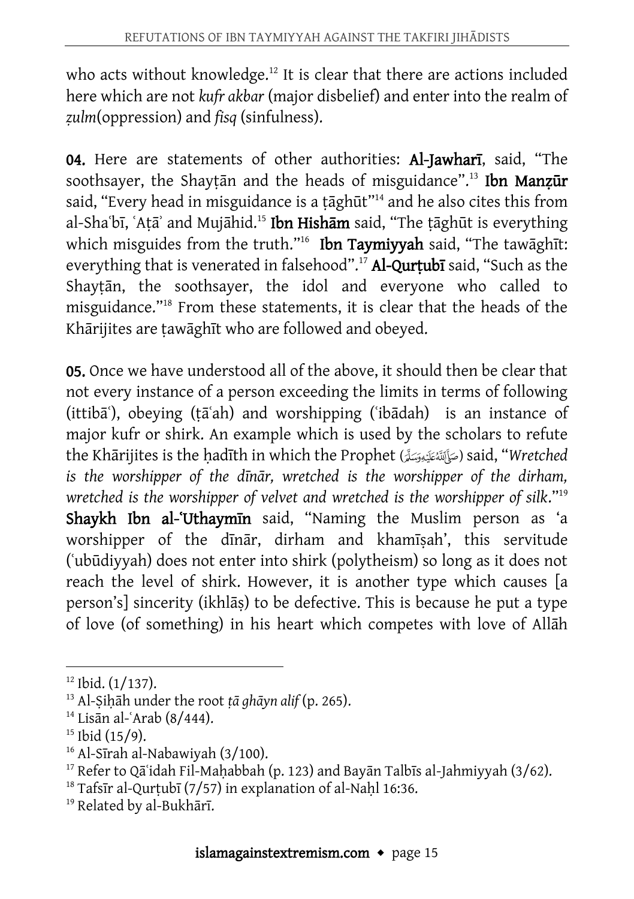who acts without knowledge.[12] It is clear that there are actions included here which are not *kufr akbar* (major disbelief) and enter into the realm of *ẓulm*(oppression) and *fisq* (sinfulness).

**04.** Here are statements of other authorities: **Al-Jawharī**, said, "The soothsayer, the Shayṭān and the heads of misguidance".[13] **Ibn Manẓūr** said, "Every head in misguidance is a ṭāghūt"[14] and he also cites this from al-Shaʿbī, ʿAṭāʾ and Mujāhid.[15] **Ibn Hishām** said, "The ṭāghūt is everything which misguides from the truth."[16] **Ibn Taymiyyah** said, "The tawāghīt: everything that is venerated in falsehood".[17] **Al-Qurṭubī** said, "Such as the Shayṭān, the soothsayer, the idol and everyone who called to misguidance."[18] From these statements, it is clear that the heads of the Khārijites are ṭawāghīt who are followed and obeyed.

**05.** Once we have understood all of the above, it should then be clear that not every instance of a person exceeding the limits in terms of following (ittibāʿ), obeying (ṭāʿah) and worshipping (ʿibādah) is an instance of major kufr or shirk. An example which is used by the scholars to refute the Khārijites is the ḥadīth in which the Prophet (ﷺ) said, "*Wretched is the worshipper of the dīnār, wretched is the worshipper of the dirham, wretched is the worshipper of velvet and wretched is the worshipper of silk*."[19] **Shaykh Ibn al-ʿUthaymīn** said, "Naming the Muslim person as 'a worshipper of the dīnār, dirham and khamīṣah', this servitude (ʿubūdiyyah) does not enter into shirk (polytheism) so long as it does not reach the level of shirk. However, it is another type which causes [a person's] sincerity (ikhlāṣ) to be defective. This is because he put a type of love (of something) in his heart which competes with love of Allāh

---

[12] Ibid. (1/137).
[13] Al-Ṣiḥāḥ under the root *ṭā ghāyn alif* (p. 265).
[14] Lisān al-ʿArab (8/444).
[15] Ibid (15/9).
[16] Al-Sīrah al-Nabawiyah (3/100).
[17] Refer to Qāʿidah Fil-Maḥabbah (p. 123) and Bayān Talbīs al-Jahmiyyah (3/62).
[18] Tafsīr al-Qurṭubī (7/57) in explanation of al-Naḥl 16:36.
[19] Related by al-Bukhārī.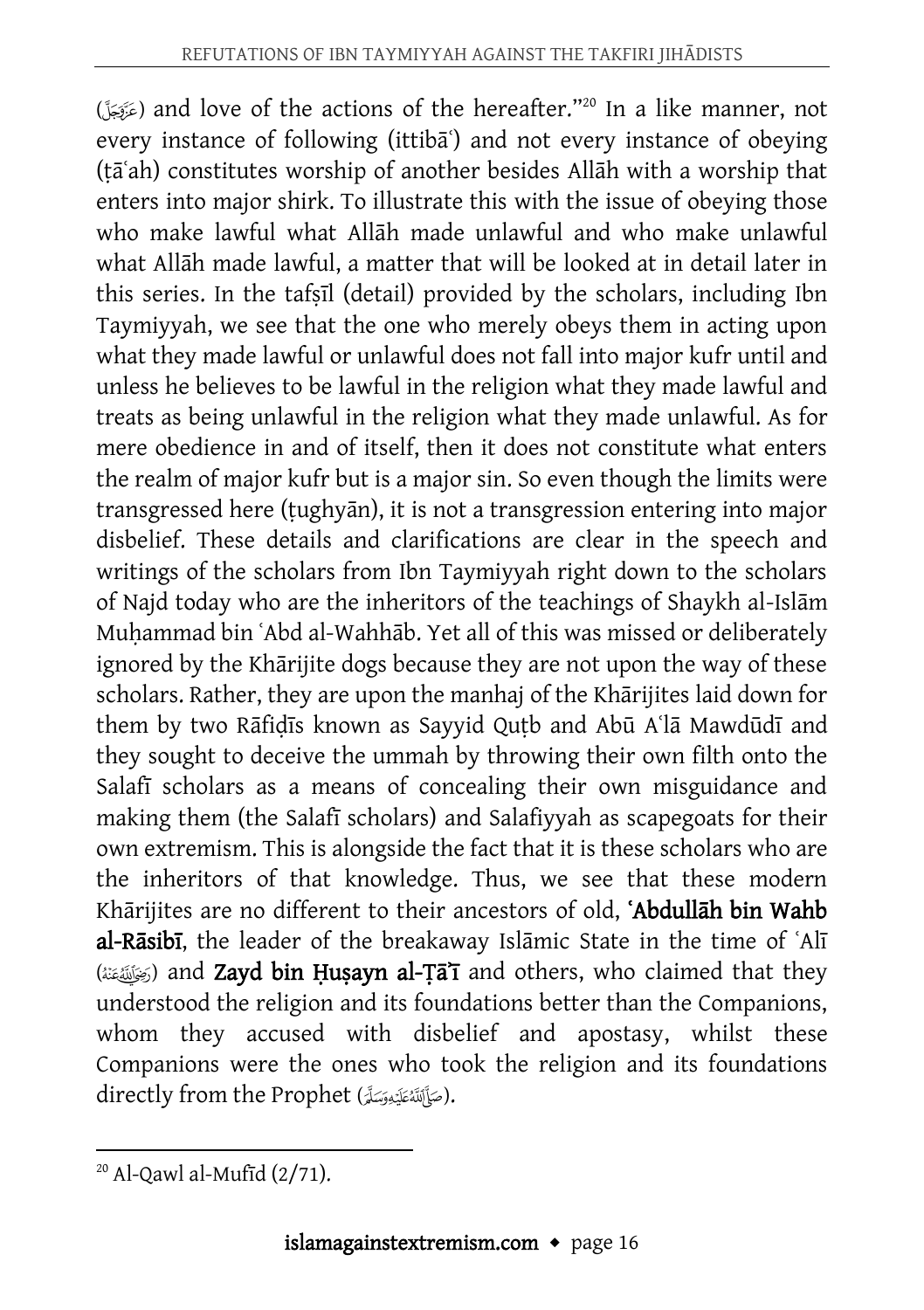(عَزَّوَجَلَّ) and love of the actions of the hereafter."[20] In a like manner, not every instance of following (ittibāʿ) and not every instance of obeying (ṭāʿah) constitutes worship of another besides Allāh with a worship that enters into major shirk. To illustrate this with the issue of obeying those who make lawful what Allāh made unlawful and who make unlawful what Allāh made lawful, a matter that will be looked at in detail later in this series. In the tafṣīl (detail) provided by the scholars, including Ibn Taymiyyah, we see that the one who merely obeys them in acting upon what they made lawful or unlawful does not fall into major kufr until and unless he believes to be lawful in the religion what they made lawful and treats as being unlawful in the religion what they made unlawful. As for mere obedience in and of itself, then it does not constitute what enters the realm of major kufr but is a major sin. So even though the limits were transgressed here (ṭughyān), it is not a transgression entering into major disbelief. These details and clarifications are clear in the speech and writings of the scholars from Ibn Taymiyyah right down to the scholars of Najd today who are the inheritors of the teachings of Shaykh al-Islām Muḥammad bin ʿAbd al-Wahhāb. Yet all of this was missed or deliberately ignored by the Khārijite dogs because they are not upon the way of these scholars. Rather, they are upon the manhaj of the Khārijites laid down for them by two Rāfiḍīs known as Sayyid Quṭb and Abū Aʿlā Mawdūdī and they sought to deceive the ummah by throwing their own filth onto the Salafī scholars as a means of concealing their own misguidance and making them (the Salafī scholars) and Salafiyyah as scapegoats for their own extremism. This is alongside the fact that it is these scholars who are the inheritors of that knowledge. Thus, we see that these modern Khārijites are no different to their ancestors of old, **ʿAbdullāh bin Wahb al-Rāsibī**, the leader of the breakaway Islāmic State in the time of ʿAlī (رَضِيَ اللَّهُ عَنْهُ) and **Zayd bin Ḥuṣayn al-Ṭāʾī** and others, who claimed that they understood the religion and its foundations better than the Companions, whom they accused with disbelief and apostasy, whilst these Companions were the ones who took the religion and its foundations directly from the Prophet (صَلَّى اللَّهُ عَلَيْهِ وَسَلَّمَ).

---

[20] Al-Qawl al-Mufīd (2/71).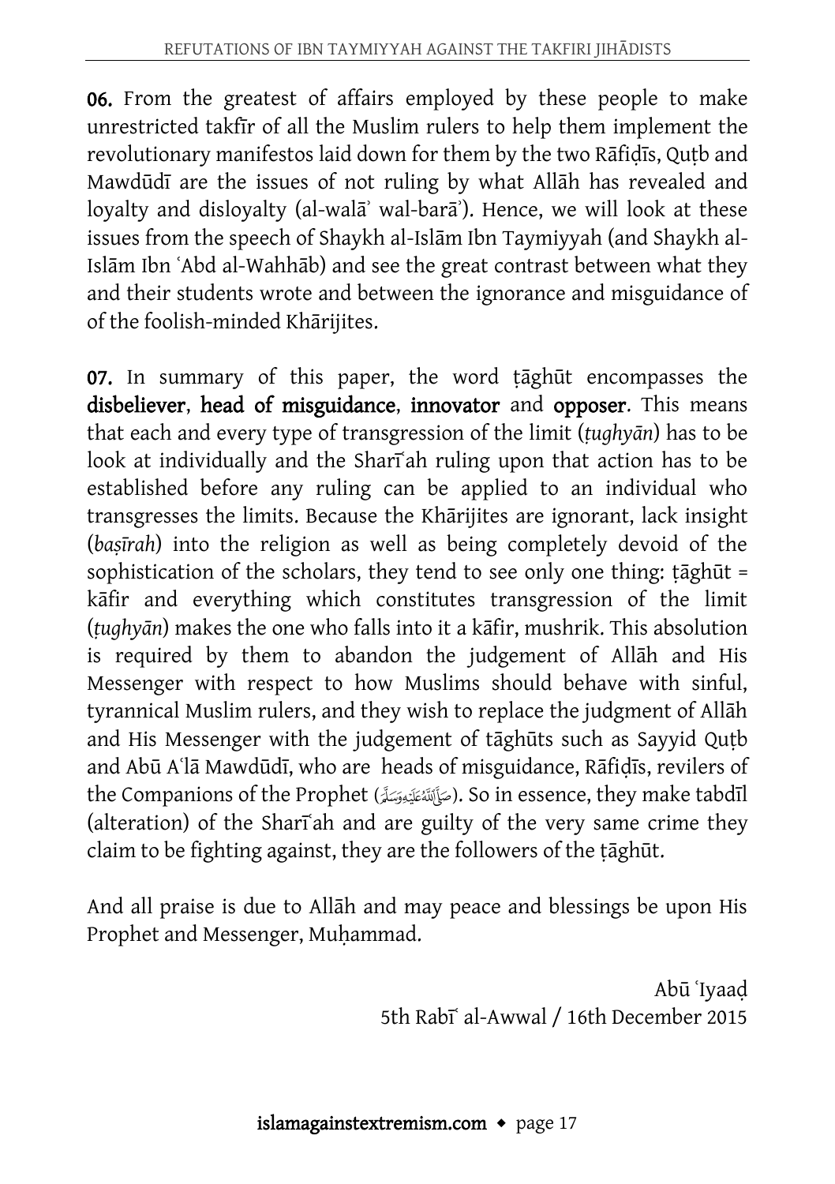**06.** From the greatest of affairs employed by these people to make unrestricted takfīr of all the Muslim rulers to help them implement the revolutionary manifestos laid down for them by the two Rāfiḍīs, Quṭb and Mawdūdī are the issues of not ruling by what Allāh has revealed and loyalty and disloyalty (al-walāʾ wal-barāʾ). Hence, we will look at these issues from the speech of Shaykh al-Islām Ibn Taymiyyah (and Shaykh al-Islām Ibn ʿAbd al-Wahhāb) and see the great contrast between what they and their students wrote and between the ignorance and misguidance of of the foolish-minded Khārijites.

**07.** In summary of this paper, the word ṭāghūt encompasses the **disbeliever**, **head of misguidance**, **innovator** and **opposer**. This means that each and every type of transgression of the limit (*ṭughyān*) has to be look at individually and the Sharīʿah ruling upon that action has to be established before any ruling can be applied to an individual who transgresses the limits. Because the Khārijites are ignorant, lack insight (*baṣīrah*) into the religion as well as being completely devoid of the sophistication of the scholars, they tend to see only one thing: ṭāghūt = kāfir and everything which constitutes transgression of the limit (*ṭughyān*) makes the one who falls into it a kāfir, mushrik. This absolution is required by them to abandon the judgement of Allāh and His Messenger with respect to how Muslims should behave with sinful, tyrannical Muslim rulers, and they wish to replace the judgment of Allāh and His Messenger with the judgement of tāghūts such as Sayyid Quṭb and Abū Aʿlā Mawdūdī, who are heads of misguidance, Rāfiḍīs, revilers of the Companions of the Prophet (صَلَّى ٱللَّٰهُ عَلَيْهِ وَسَلَّمَ). So in essence, they make tabdīl (alteration) of the Sharīʿah and are guilty of the very same crime they claim to be fighting against, they are the followers of the ṭāghūt.

And all praise is due to Allāh and may peace and blessings be upon His Prophet and Messenger, Muḥammad.

Abū ʿIyaaḍ
5th Rabīʿ al-Awwal / 16th December 2015